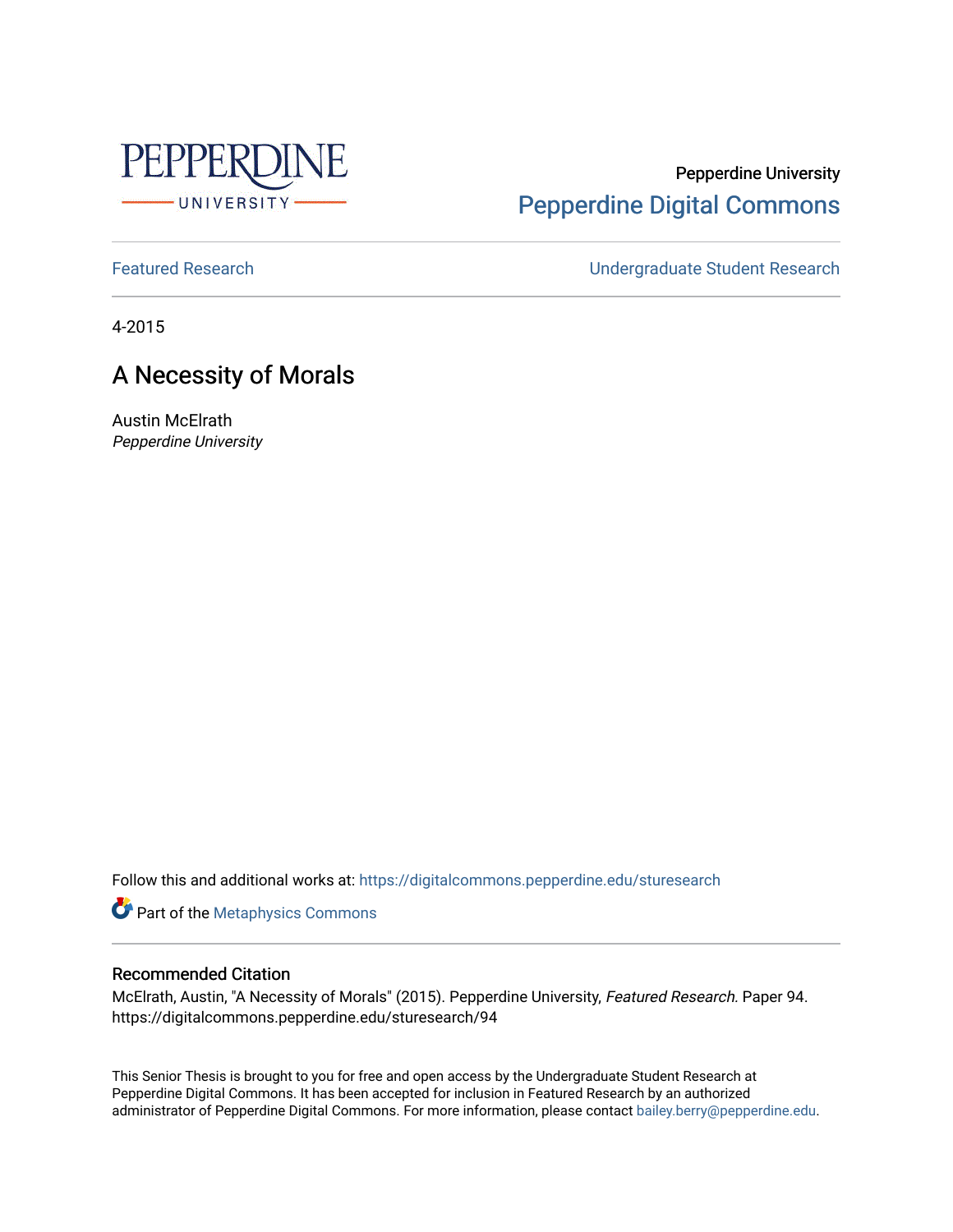Pepperdine University

Pepperdine Digital Commons

Featured Research | Undergraduate Student Research

4-2015

# A Necessity of Morals

Austin McElrath

*Pepperdine University*

Follow this and additional works at: https://digitalcommons.pepperdine.edu/sturesearch

Part of the Metaphysics Commons

## Recommended Citation

McElrath, Austin, "A Necessity of Morals" (2015). Pepperdine University, *Featured Research*. Paper 94. https://digitalcommons.pepperdine.edu/sturesearch/94

This Senior Thesis is brought to you for free and open access by the Undergraduate Student Research at Pepperdine Digital Commons. It has been accepted for inclusion in Featured Research by an authorized administrator of Pepperdine Digital Commons. For more information, please contact bailey.berry@pepperdine.edu.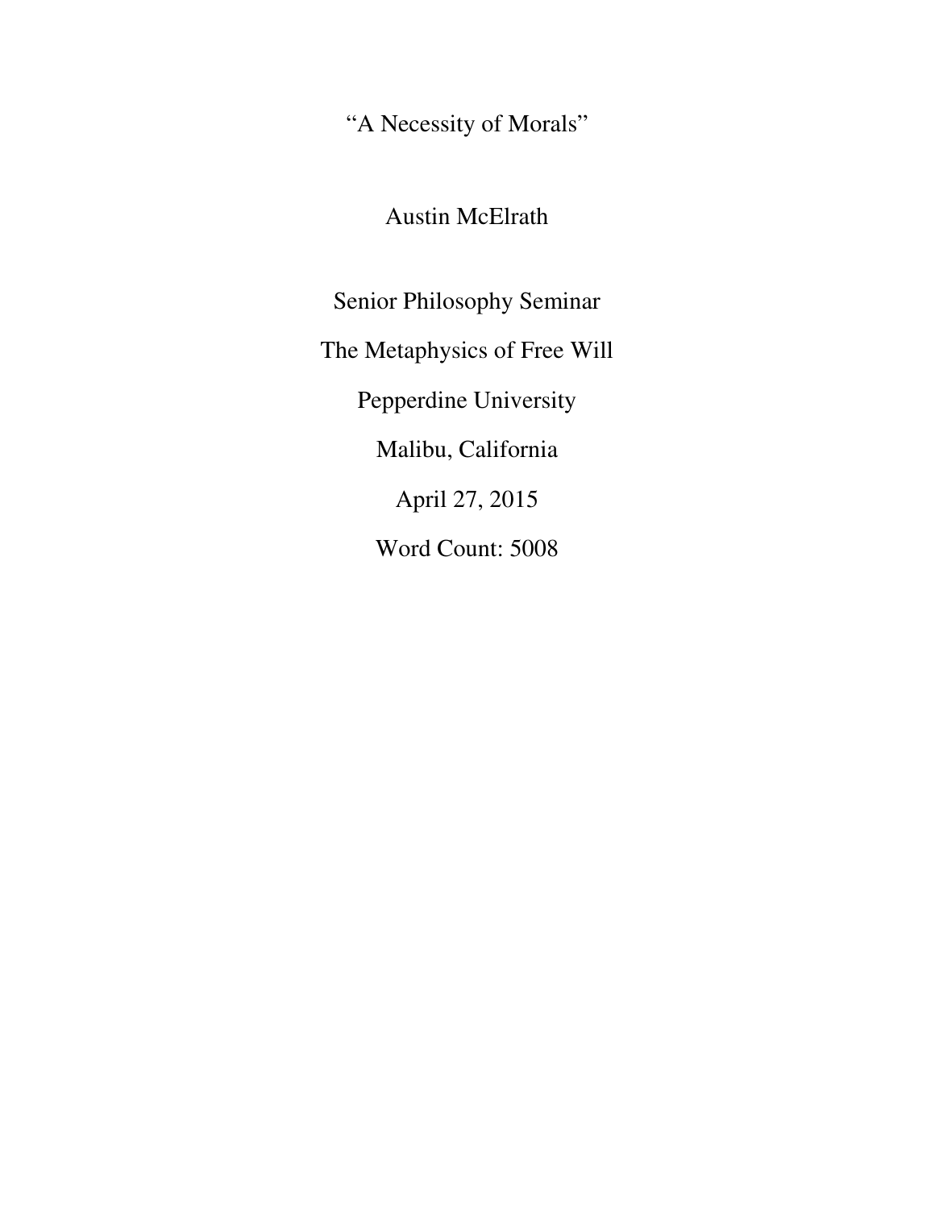# "A Necessity of Morals"

Austin McElrath

Senior Philosophy Seminar

The Metaphysics of Free Will

Pepperdine University

Malibu, California

April 27, 2015

Word Count: 5008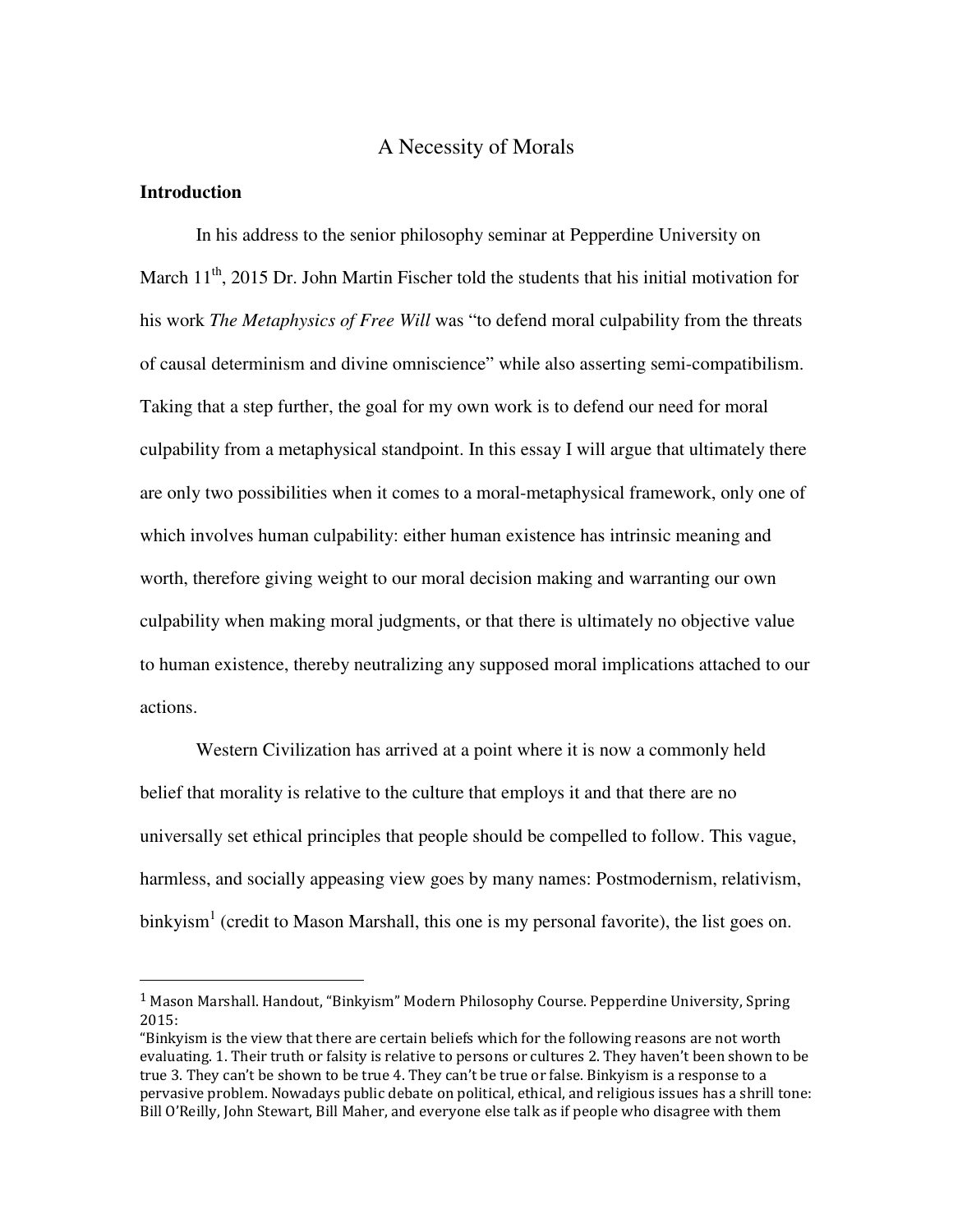# A Necessity of Morals

## Introduction

In his address to the senior philosophy seminar at Pepperdine University on March 11th, 2015 Dr. John Martin Fischer told the students that his initial motivation for his work *The Metaphysics of Free Will* was "to defend moral culpability from the threats of causal determinism and divine omniscience" while also asserting semi-compatibilism. Taking that a step further, the goal for my own work is to defend our need for moral culpability from a metaphysical standpoint. In this essay I will argue that ultimately there are only two possibilities when it comes to a moral-metaphysical framework, only one of which involves human culpability: either human existence has intrinsic meaning and worth, therefore giving weight to our moral decision making and warranting our own culpability when making moral judgments, or that there is ultimately no objective value to human existence, thereby neutralizing any supposed moral implications attached to our actions.

Western Civilization has arrived at a point where it is now a commonly held belief that morality is relative to the culture that employs it and that there are no universally set ethical principles that people should be compelled to follow. This vague, harmless, and socially appeasing view goes by many names: Postmodernism, relativism, binkyism[1] (credit to Mason Marshall, this one is my personal favorite), the list goes on.

---

[1] Mason Marshall. Handout, "Binkyism" Modern Philosophy Course. Pepperdine University, Spring 2015:
"Binkyism is the view that there are certain beliefs which for the following reasons are not worth evaluating. 1. Their truth or falsity is relative to persons or cultures 2. They haven't been shown to be true 3. They can't be shown to be true 4. They can't be true or false. Binkyism is a response to a pervasive problem. Nowadays public debate on political, ethical, and religious issues has a shrill tone: Bill O'Reilly, John Stewart, Bill Maher, and everyone else talk as if people who disagree with them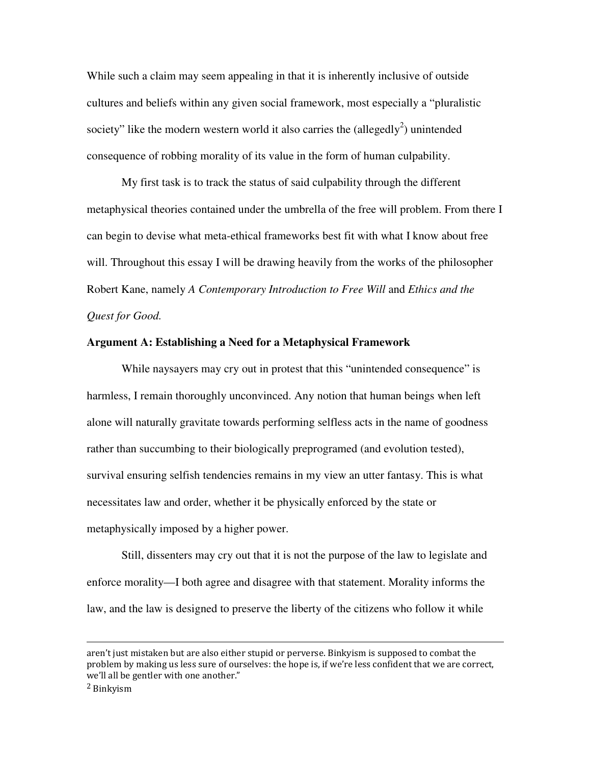While such a claim may seem appealing in that it is inherently inclusive of outside cultures and beliefs within any given social framework, most especially a "pluralistic society" like the modern western world it also carries the (allegedly[2]) unintended consequence of robbing morality of its value in the form of human culpability.

My first task is to track the status of said culpability through the different metaphysical theories contained under the umbrella of the free will problem. From there I can begin to devise what meta-ethical frameworks best fit with what I know about free will. Throughout this essay I will be drawing heavily from the works of the philosopher Robert Kane, namely *A Contemporary Introduction to Free Will* and *Ethics and the Quest for Good.*

**Argument A: Establishing a Need for a Metaphysical Framework**

While naysayers may cry out in protest that this "unintended consequence" is harmless, I remain thoroughly unconvinced. Any notion that human beings when left alone will naturally gravitate towards performing selfless acts in the name of goodness rather than succumbing to their biologically preprogramed (and evolution tested), survival ensuring selfish tendencies remains in my view an utter fantasy. This is what necessitates law and order, whether it be physically enforced by the state or metaphysically imposed by a higher power.

Still, dissenters may cry out that it is not the purpose of the law to legislate and enforce morality—I both agree and disagree with that statement. Morality informs the law, and the law is designed to preserve the liberty of the citizens who follow it while

---

aren't just mistaken but are also either stupid or perverse. Binkyism is supposed to combat the problem by making us less sure of ourselves: the hope is, if we're less confident that we are correct, we'll all be gentler with one another."

[2] Binkyism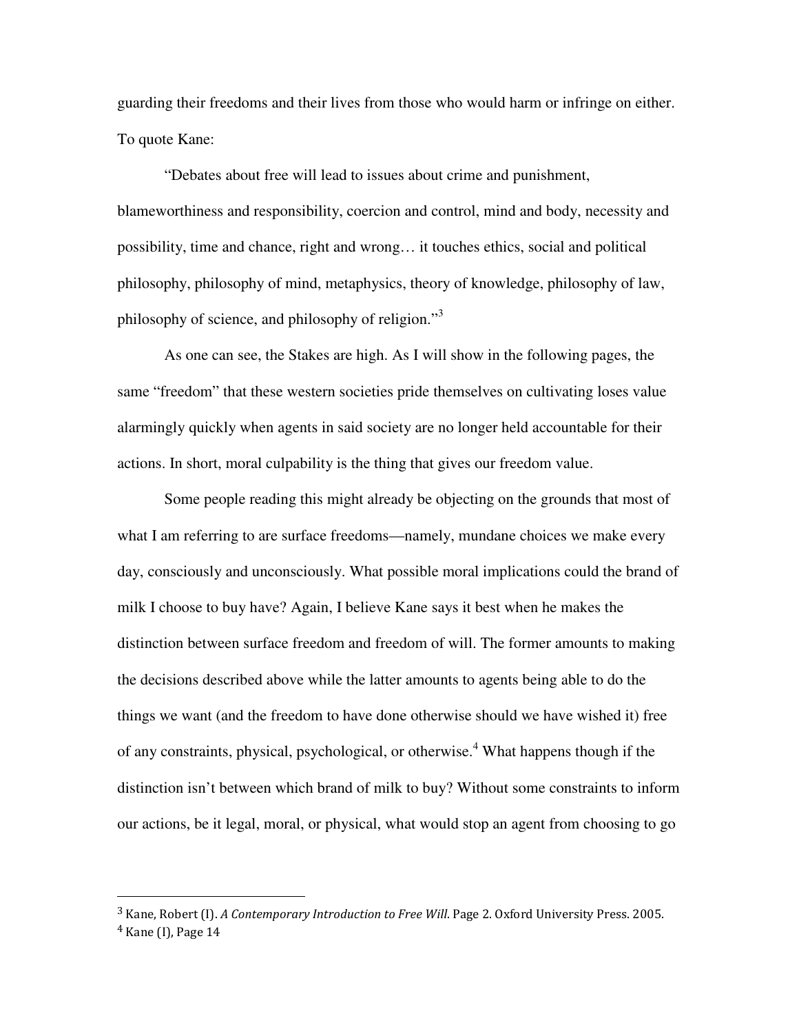guarding their freedoms and their lives from those who would harm or infringe on either. To quote Kane:

"Debates about free will lead to issues about crime and punishment, blameworthiness and responsibility, coercion and control, mind and body, necessity and possibility, time and chance, right and wrong… it touches ethics, social and political philosophy, philosophy of mind, metaphysics, theory of knowledge, philosophy of law, philosophy of science, and philosophy of religion."[3]

As one can see, the Stakes are high. As I will show in the following pages, the same "freedom" that these western societies pride themselves on cultivating loses value alarmingly quickly when agents in said society are no longer held accountable for their actions. In short, moral culpability is the thing that gives our freedom value.

Some people reading this might already be objecting on the grounds that most of what I am referring to are surface freedoms—namely, mundane choices we make every day, consciously and unconsciously. What possible moral implications could the brand of milk I choose to buy have? Again, I believe Kane says it best when he makes the distinction between surface freedom and freedom of will. The former amounts to making the decisions described above while the latter amounts to agents being able to do the things we want (and the freedom to have done otherwise should we have wished it) free of any constraints, physical, psychological, or otherwise.[4] What happens though if the distinction isn't between which brand of milk to buy? Without some constraints to inform our actions, be it legal, moral, or physical, what would stop an agent from choosing to go

---

[3] Kane, Robert (I). *A Contemporary Introduction to Free Will*. Page 2. Oxford University Press. 2005.

[4] Kane (I), Page 14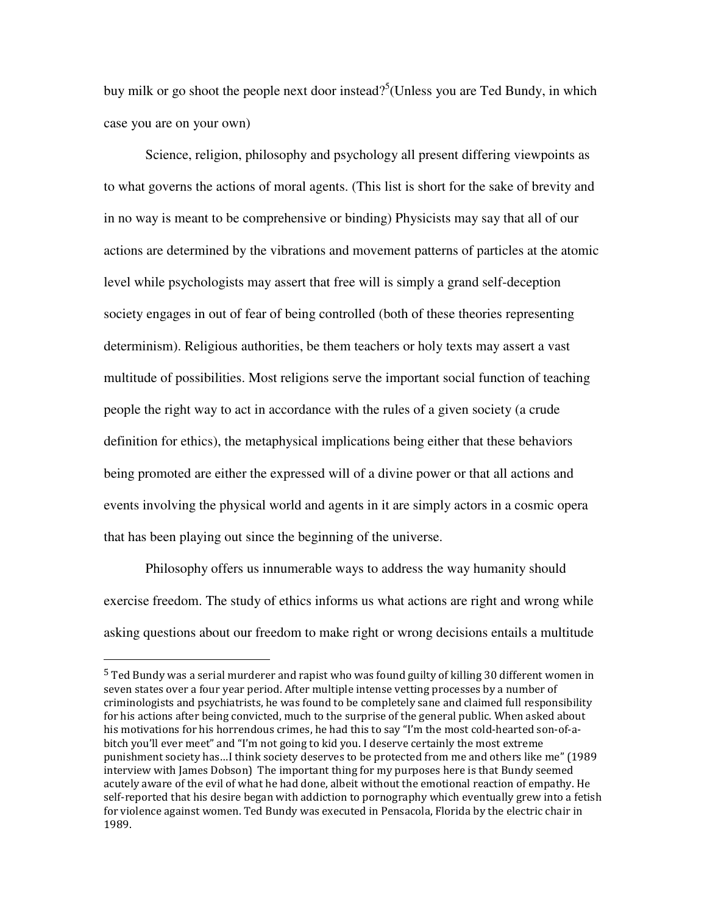buy milk or go shoot the people next door instead?[5](Unless you are Ted Bundy, in which case you are on your own)

Science, religion, philosophy and psychology all present differing viewpoints as to what governs the actions of moral agents. (This list is short for the sake of brevity and in no way is meant to be comprehensive or binding) Physicists may say that all of our actions are determined by the vibrations and movement patterns of particles at the atomic level while psychologists may assert that free will is simply a grand self-deception society engages in out of fear of being controlled (both of these theories representing determinism). Religious authorities, be them teachers or holy texts may assert a vast multitude of possibilities. Most religions serve the important social function of teaching people the right way to act in accordance with the rules of a given society (a crude definition for ethics), the metaphysical implications being either that these behaviors being promoted are either the expressed will of a divine power or that all actions and events involving the physical world and agents in it are simply actors in a cosmic opera that has been playing out since the beginning of the universe.

Philosophy offers us innumerable ways to address the way humanity should exercise freedom. The study of ethics informs us what actions are right and wrong while asking questions about our freedom to make right or wrong decisions entails a multitude

---

[5] Ted Bundy was a serial murderer and rapist who was found guilty of killing 30 different women in seven states over a four year period. After multiple intense vetting processes by a number of criminologists and psychiatrists, he was found to be completely sane and claimed full responsibility for his actions after being convicted, much to the surprise of the general public. When asked about his motivations for his horrendous crimes, he had this to say "I'm the most cold-hearted son-of-a-bitch you'll ever meet" and "I'm not going to kid you. I deserve certainly the most extreme punishment society has…I think society deserves to be protected from me and others like me" (1989 interview with James Dobson) The important thing for my purposes here is that Bundy seemed acutely aware of the evil of what he had done, albeit without the emotional reaction of empathy. He self-reported that his desire began with addiction to pornography which eventually grew into a fetish for violence against women. Ted Bundy was executed in Pensacola, Florida by the electric chair in 1989.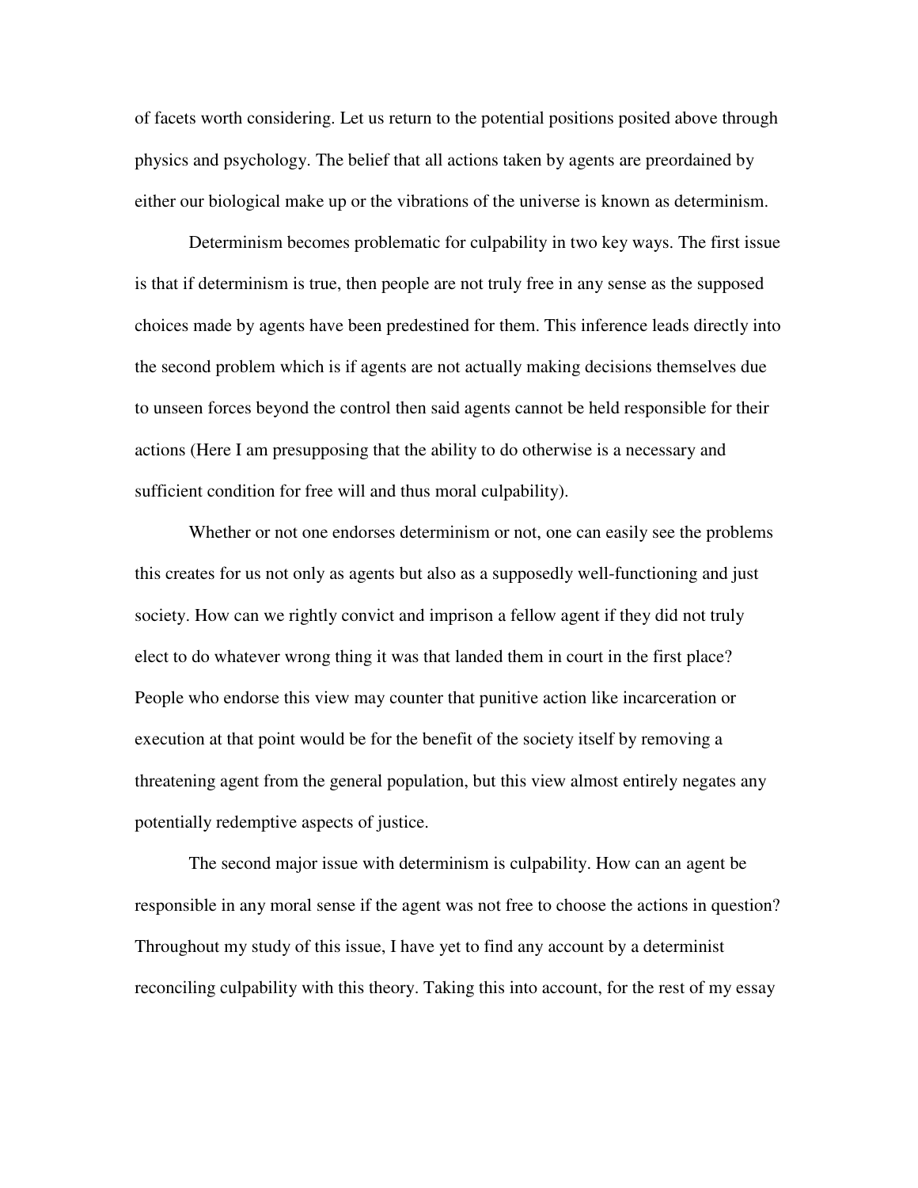of facets worth considering. Let us return to the potential positions posited above through physics and psychology. The belief that all actions taken by agents are preordained by either our biological make up or the vibrations of the universe is known as determinism.

Determinism becomes problematic for culpability in two key ways. The first issue is that if determinism is true, then people are not truly free in any sense as the supposed choices made by agents have been predestined for them. This inference leads directly into the second problem which is if agents are not actually making decisions themselves due to unseen forces beyond the control then said agents cannot be held responsible for their actions (Here I am presupposing that the ability to do otherwise is a necessary and sufficient condition for free will and thus moral culpability).

Whether or not one endorses determinism or not, one can easily see the problems this creates for us not only as agents but also as a supposedly well-functioning and just society. How can we rightly convict and imprison a fellow agent if they did not truly elect to do whatever wrong thing it was that landed them in court in the first place? People who endorse this view may counter that punitive action like incarceration or execution at that point would be for the benefit of the society itself by removing a threatening agent from the general population, but this view almost entirely negates any potentially redemptive aspects of justice.

The second major issue with determinism is culpability. How can an agent be responsible in any moral sense if the agent was not free to choose the actions in question? Throughout my study of this issue, I have yet to find any account by a determinist reconciling culpability with this theory. Taking this into account, for the rest of my essay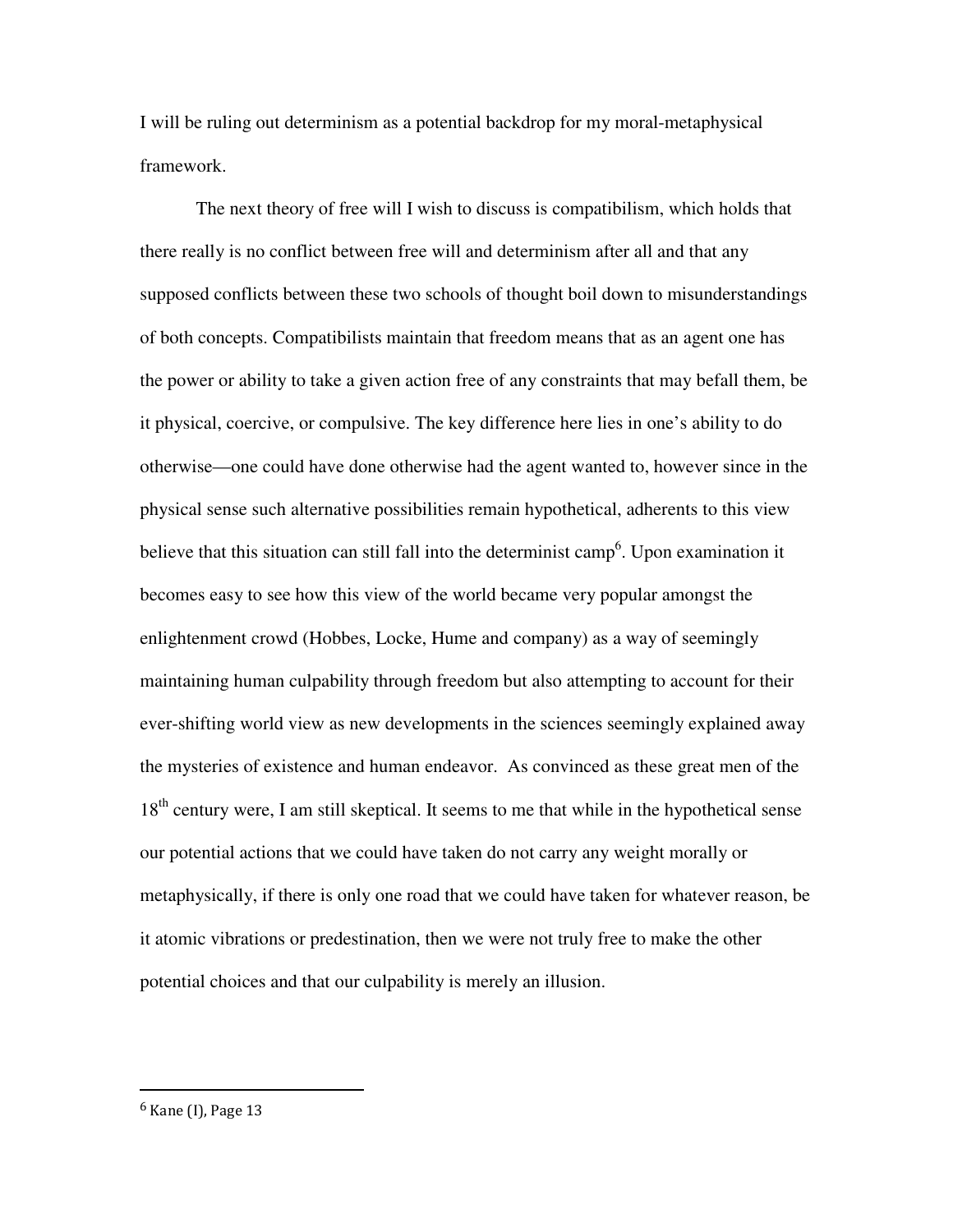I will be ruling out determinism as a potential backdrop for my moral-metaphysical framework.

The next theory of free will I wish to discuss is compatibilism, which holds that there really is no conflict between free will and determinism after all and that any supposed conflicts between these two schools of thought boil down to misunderstandings of both concepts. Compatibilists maintain that freedom means that as an agent one has the power or ability to take a given action free of any constraints that may befall them, be it physical, coercive, or compulsive. The key difference here lies in one's ability to do otherwise—one could have done otherwise had the agent wanted to, however since in the physical sense such alternative possibilities remain hypothetical, adherents to this view believe that this situation can still fall into the determinist camp[6]. Upon examination it becomes easy to see how this view of the world became very popular amongst the enlightenment crowd (Hobbes, Locke, Hume and company) as a way of seemingly maintaining human culpability through freedom but also attempting to account for their ever-shifting world view as new developments in the sciences seemingly explained away the mysteries of existence and human endeavor. As convinced as these great men of the 18th century were, I am still skeptical. It seems to me that while in the hypothetical sense our potential actions that we could have taken do not carry any weight morally or metaphysically, if there is only one road that we could have taken for whatever reason, be it atomic vibrations or predestination, then we were not truly free to make the other potential choices and that our culpability is merely an illusion.

---

[6] Kane (I), Page 13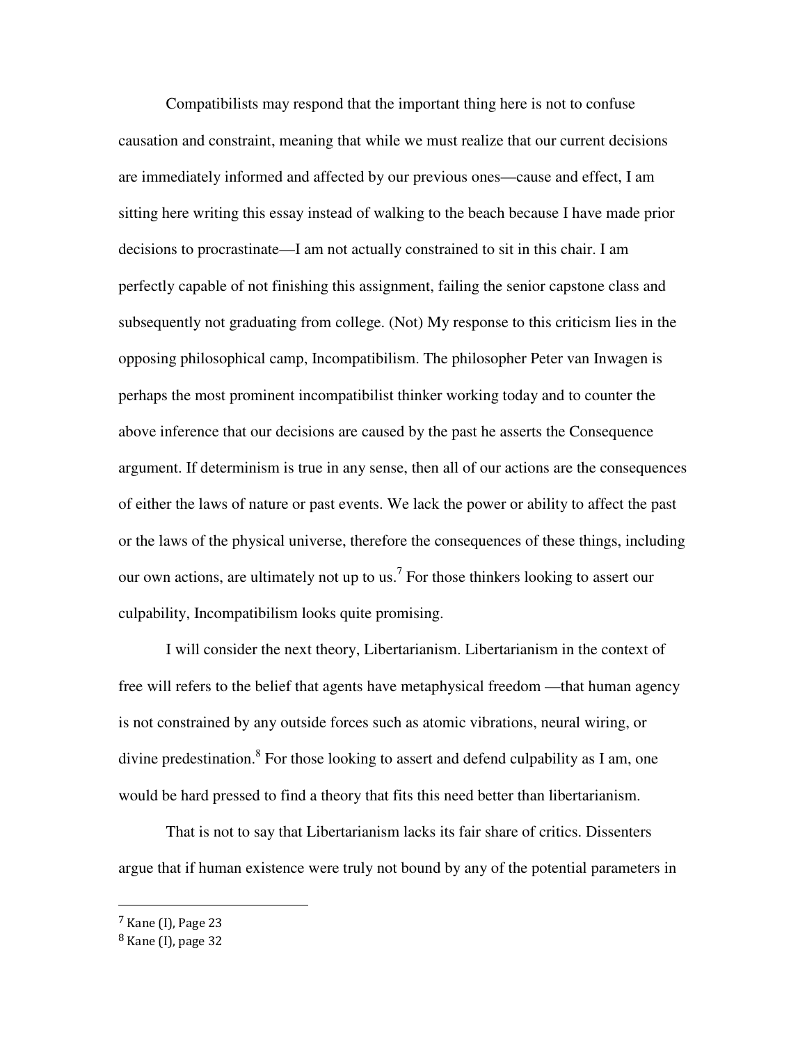Compatibilists may respond that the important thing here is not to confuse causation and constraint, meaning that while we must realize that our current decisions are immediately informed and affected by our previous ones—cause and effect, I am sitting here writing this essay instead of walking to the beach because I have made prior decisions to procrastinate—I am not actually constrained to sit in this chair. I am perfectly capable of not finishing this assignment, failing the senior capstone class and subsequently not graduating from college. (Not) My response to this criticism lies in the opposing philosophical camp, Incompatibilism. The philosopher Peter van Inwagen is perhaps the most prominent incompatibilist thinker working today and to counter the above inference that our decisions are caused by the past he asserts the Consequence argument. If determinism is true in any sense, then all of our actions are the consequences of either the laws of nature or past events. We lack the power or ability to affect the past or the laws of the physical universe, therefore the consequences of these things, including our own actions, are ultimately not up to us.[7] For those thinkers looking to assert our culpability, Incompatibilism looks quite promising.

I will consider the next theory, Libertarianism. Libertarianism in the context of free will refers to the belief that agents have metaphysical freedom —that human agency is not constrained by any outside forces such as atomic vibrations, neural wiring, or divine predestination.[8] For those looking to assert and defend culpability as I am, one would be hard pressed to find a theory that fits this need better than libertarianism.

That is not to say that Libertarianism lacks its fair share of critics. Dissenters argue that if human existence were truly not bound by any of the potential parameters in

---

[7] Kane (I), Page 23

[8] Kane (I), page 32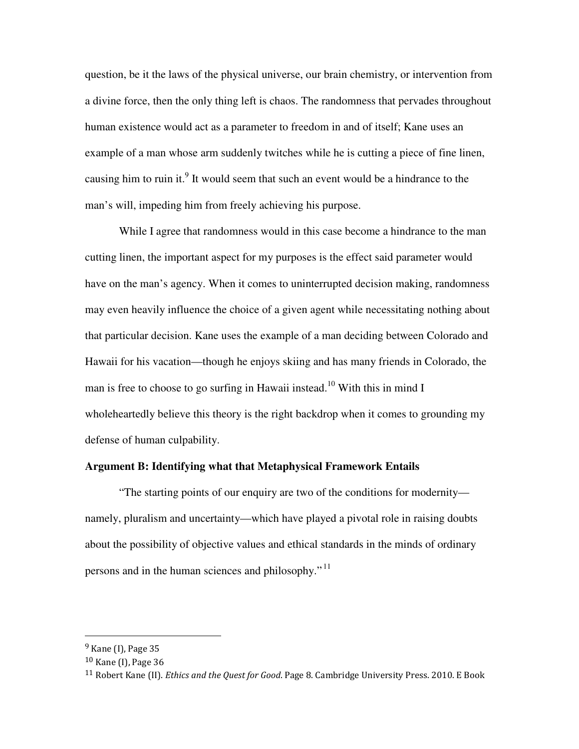question, be it the laws of the physical universe, our brain chemistry, or intervention from a divine force, then the only thing left is chaos. The randomness that pervades throughout human existence would act as a parameter to freedom in and of itself; Kane uses an example of a man whose arm suddenly twitches while he is cutting a piece of fine linen, causing him to ruin it.[9] It would seem that such an event would be a hindrance to the man's will, impeding him from freely achieving his purpose.

While I agree that randomness would in this case become a hindrance to the man cutting linen, the important aspect for my purposes is the effect said parameter would have on the man's agency. When it comes to uninterrupted decision making, randomness may even heavily influence the choice of a given agent while necessitating nothing about that particular decision. Kane uses the example of a man deciding between Colorado and Hawaii for his vacation—though he enjoys skiing and has many friends in Colorado, the man is free to choose to go surfing in Hawaii instead.[10] With this in mind I wholeheartedly believe this theory is the right backdrop when it comes to grounding my defense of human culpability.

**Argument B: Identifying what that Metaphysical Framework Entails**

"The starting points of our enquiry are two of the conditions for modernity—namely, pluralism and uncertainty—which have played a pivotal role in raising doubts about the possibility of objective values and ethical standards in the minds of ordinary persons and in the human sciences and philosophy."[11]

---

[9] Kane (I), Page 35

[10] Kane (I), Page 36

[11] Robert Kane (II). *Ethics and the Quest for Good*. Page 8. Cambridge University Press. 2010. E Book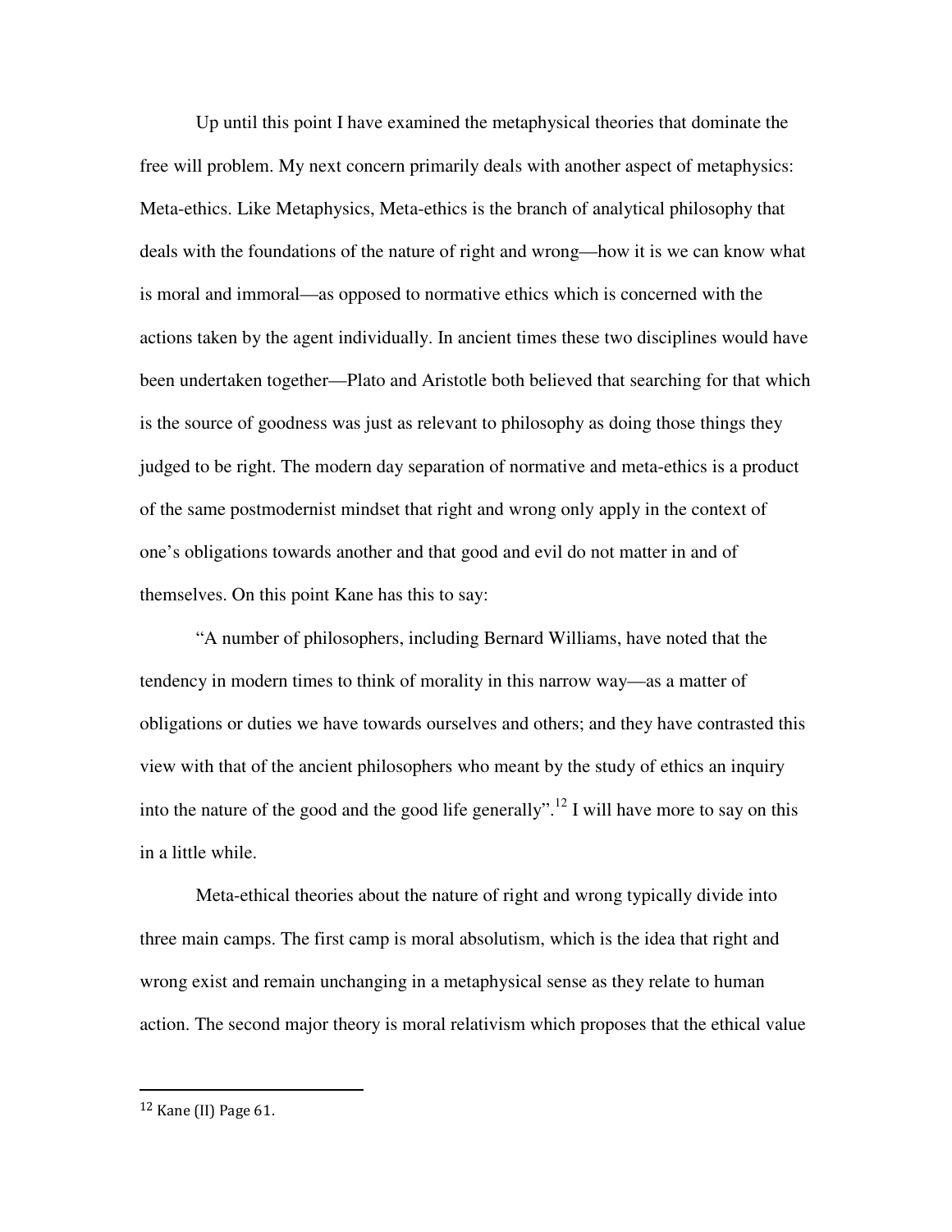Up until this point I have examined the metaphysical theories that dominate the free will problem. My next concern primarily deals with another aspect of metaphysics: Meta-ethics. Like Metaphysics, Meta-ethics is the branch of analytical philosophy that deals with the foundations of the nature of right and wrong—how it is we can know what is moral and immoral—as opposed to normative ethics which is concerned with the actions taken by the agent individually. In ancient times these two disciplines would have been undertaken together—Plato and Aristotle both believed that searching for that which is the source of goodness was just as relevant to philosophy as doing those things they judged to be right. The modern day separation of normative and meta-ethics is a product of the same postmodernist mindset that right and wrong only apply in the context of one's obligations towards another and that good and evil do not matter in and of themselves. On this point Kane has this to say:

"A number of philosophers, including Bernard Williams, have noted that the tendency in modern times to think of morality in this narrow way—as a matter of obligations or duties we have towards ourselves and others; and they have contrasted this view with that of the ancient philosophers who meant by the study of ethics an inquiry into the nature of the good and the good life generally".[12] I will have more to say on this in a little while.

Meta-ethical theories about the nature of right and wrong typically divide into three main camps. The first camp is moral absolutism, which is the idea that right and wrong exist and remain unchanging in a metaphysical sense as they relate to human action. The second major theory is moral relativism which proposes that the ethical value

---

[12] Kane (II) Page 61.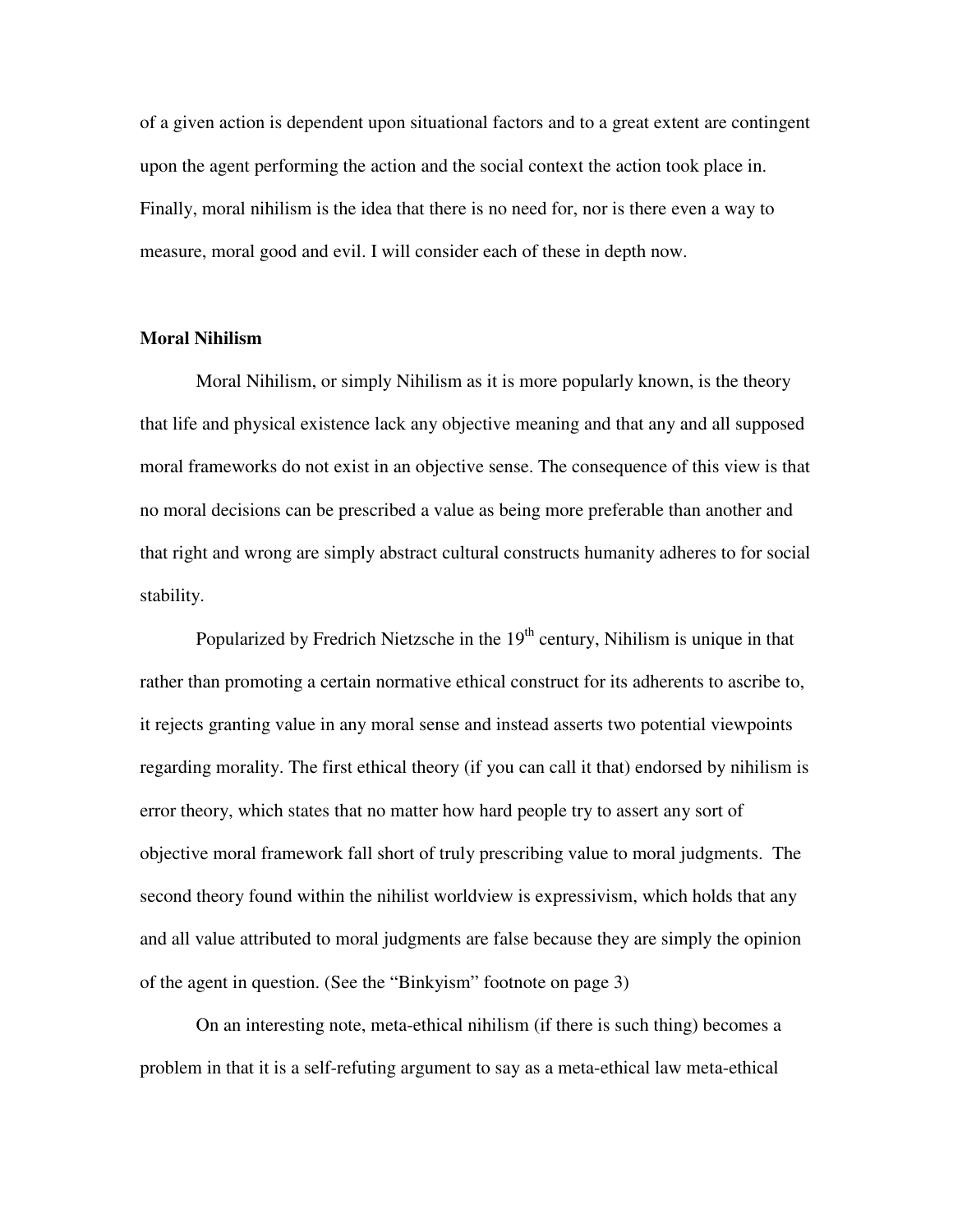of a given action is dependent upon situational factors and to a great extent are contingent upon the agent performing the action and the social context the action took place in. Finally, moral nihilism is the idea that there is no need for, nor is there even a way to measure, moral good and evil. I will consider each of these in depth now.

**Moral Nihilism**

Moral Nihilism, or simply Nihilism as it is more popularly known, is the theory that life and physical existence lack any objective meaning and that any and all supposed moral frameworks do not exist in an objective sense. The consequence of this view is that no moral decisions can be prescribed a value as being more preferable than another and that right and wrong are simply abstract cultural constructs humanity adheres to for social stability.

Popularized by Fredrich Nietzsche in the 19th century, Nihilism is unique in that rather than promoting a certain normative ethical construct for its adherents to ascribe to, it rejects granting value in any moral sense and instead asserts two potential viewpoints regarding morality. The first ethical theory (if you can call it that) endorsed by nihilism is error theory, which states that no matter how hard people try to assert any sort of objective moral framework fall short of truly prescribing value to moral judgments. The second theory found within the nihilist worldview is expressivism, which holds that any and all value attributed to moral judgments are false because they are simply the opinion of the agent in question. (See the "Binkyism" footnote on page 3)

On an interesting note, meta-ethical nihilism (if there is such thing) becomes a problem in that it is a self-refuting argument to say as a meta-ethical law meta-ethical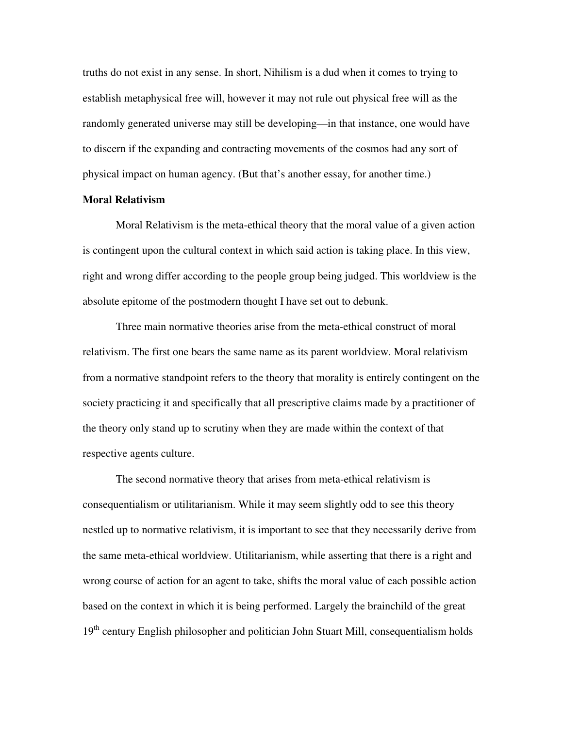truths do not exist in any sense. In short, Nihilism is a dud when it comes to trying to establish metaphysical free will, however it may not rule out physical free will as the randomly generated universe may still be developing—in that instance, one would have to discern if the expanding and contracting movements of the cosmos had any sort of physical impact on human agency. (But that's another essay, for another time.)

**Moral Relativism**

Moral Relativism is the meta-ethical theory that the moral value of a given action is contingent upon the cultural context in which said action is taking place. In this view, right and wrong differ according to the people group being judged. This worldview is the absolute epitome of the postmodern thought I have set out to debunk.

Three main normative theories arise from the meta-ethical construct of moral relativism. The first one bears the same name as its parent worldview. Moral relativism from a normative standpoint refers to the theory that morality is entirely contingent on the society practicing it and specifically that all prescriptive claims made by a practitioner of the theory only stand up to scrutiny when they are made within the context of that respective agents culture.

The second normative theory that arises from meta-ethical relativism is consequentialism or utilitarianism. While it may seem slightly odd to see this theory nestled up to normative relativism, it is important to see that they necessarily derive from the same meta-ethical worldview. Utilitarianism, while asserting that there is a right and wrong course of action for an agent to take, shifts the moral value of each possible action based on the context in which it is being performed. Largely the brainchild of the great 19th century English philosopher and politician John Stuart Mill, consequentialism holds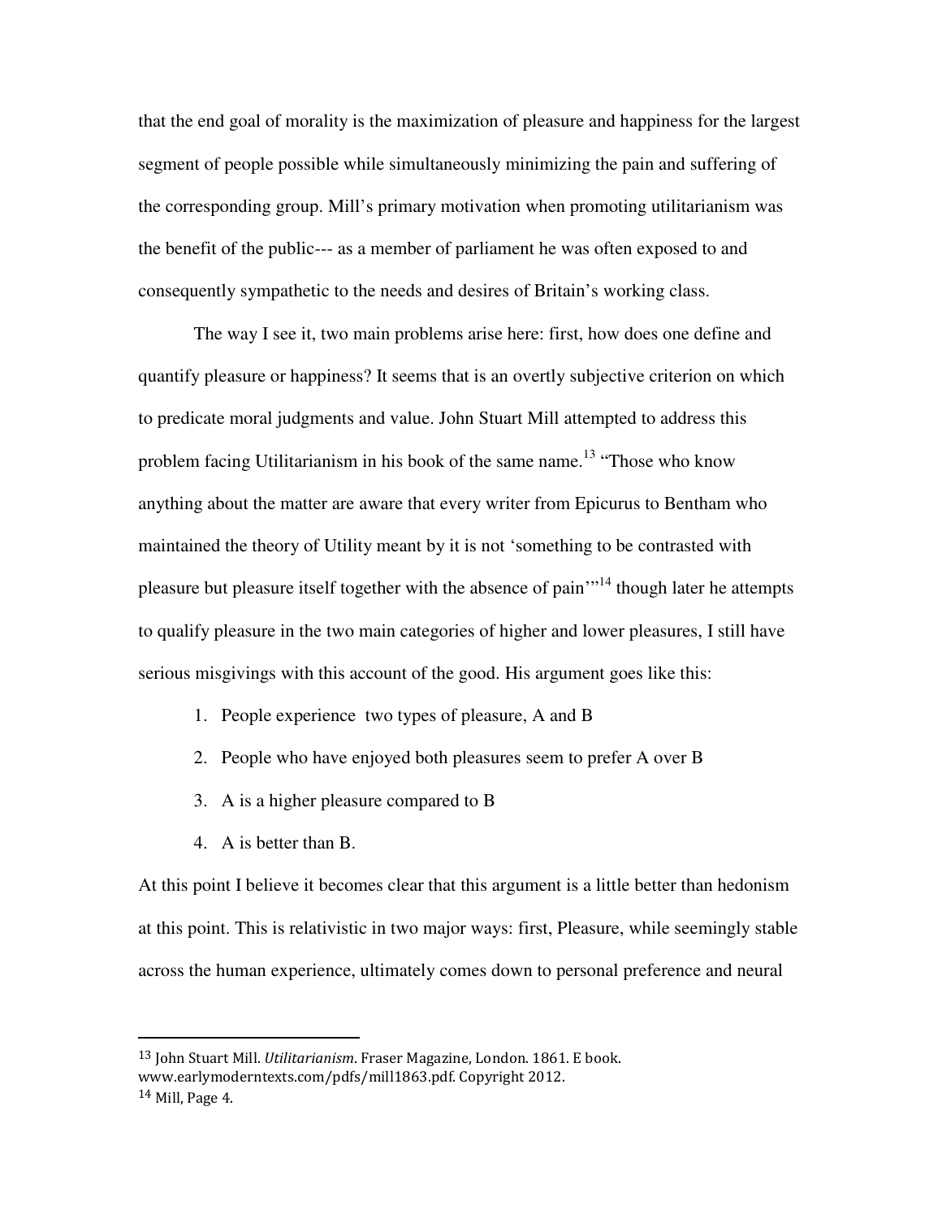that the end goal of morality is the maximization of pleasure and happiness for the largest segment of people possible while simultaneously minimizing the pain and suffering of the corresponding group. Mill's primary motivation when promoting utilitarianism was the benefit of the public--- as a member of parliament he was often exposed to and consequently sympathetic to the needs and desires of Britain's working class.

The way I see it, two main problems arise here: first, how does one define and quantify pleasure or happiness? It seems that is an overtly subjective criterion on which to predicate moral judgments and value. John Stuart Mill attempted to address this problem facing Utilitarianism in his book of the same name.[13] "Those who know anything about the matter are aware that every writer from Epicurus to Bentham who maintained the theory of Utility meant by it is not 'something to be contrasted with pleasure but pleasure itself together with the absence of pain'"[14] though later he attempts to qualify pleasure in the two main categories of higher and lower pleasures, I still have serious misgivings with this account of the good. His argument goes like this:

1. People experience two types of pleasure, A and B
2. People who have enjoyed both pleasures seem to prefer A over B
3. A is a higher pleasure compared to B
4. A is better than B.

At this point I believe it becomes clear that this argument is a little better than hedonism at this point. This is relativistic in two major ways: first, Pleasure, while seemingly stable across the human experience, ultimately comes down to personal preference and neural

---

[13] John Stuart Mill. *Utilitarianism*. Fraser Magazine, London. 1861. E book. www.earlymoderntexts.com/pdfs/mill1863.pdf. Copyright 2012.

[14] Mill, Page 4.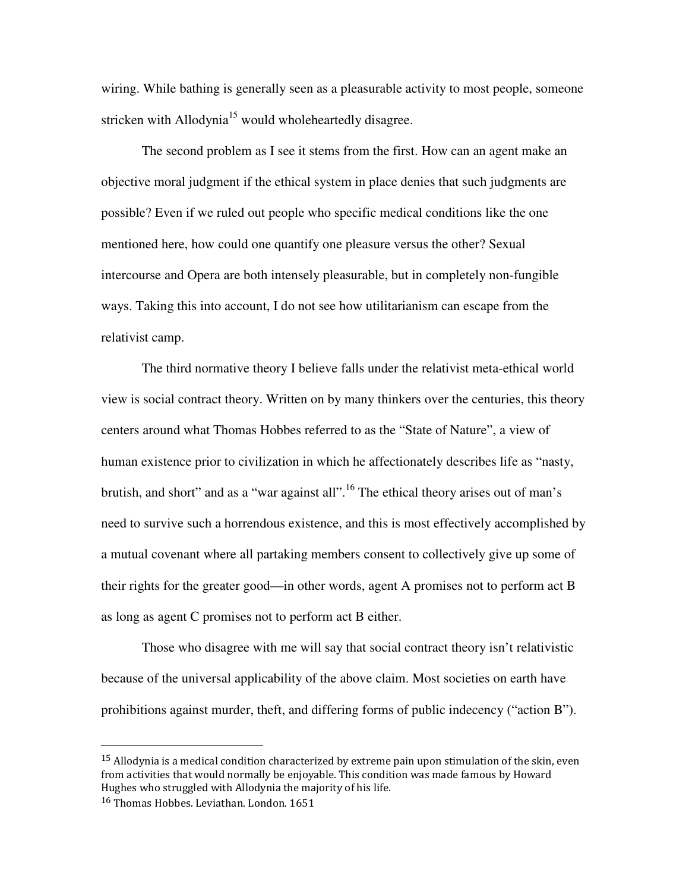wiring. While bathing is generally seen as a pleasurable activity to most people, someone stricken with Allodynia[15] would wholeheartedly disagree.

The second problem as I see it stems from the first. How can an agent make an objective moral judgment if the ethical system in place denies that such judgments are possible? Even if we ruled out people who specific medical conditions like the one mentioned here, how could one quantify one pleasure versus the other? Sexual intercourse and Opera are both intensely pleasurable, but in completely non-fungible ways. Taking this into account, I do not see how utilitarianism can escape from the relativist camp.

The third normative theory I believe falls under the relativist meta-ethical world view is social contract theory. Written on by many thinkers over the centuries, this theory centers around what Thomas Hobbes referred to as the "State of Nature", a view of human existence prior to civilization in which he affectionately describes life as "nasty, brutish, and short" and as a "war against all".[16] The ethical theory arises out of man's need to survive such a horrendous existence, and this is most effectively accomplished by a mutual covenant where all partaking members consent to collectively give up some of their rights for the greater good—in other words, agent A promises not to perform act B as long as agent C promises not to perform act B either.

Those who disagree with me will say that social contract theory isn't relativistic because of the universal applicability of the above claim. Most societies on earth have prohibitions against murder, theft, and differing forms of public indecency ("action B").

---

[15] Allodynia is a medical condition characterized by extreme pain upon stimulation of the skin, even from activities that would normally be enjoyable. This condition was made famous by Howard Hughes who struggled with Allodynia the majority of his life.

[16] Thomas Hobbes. Leviathan. London. 1651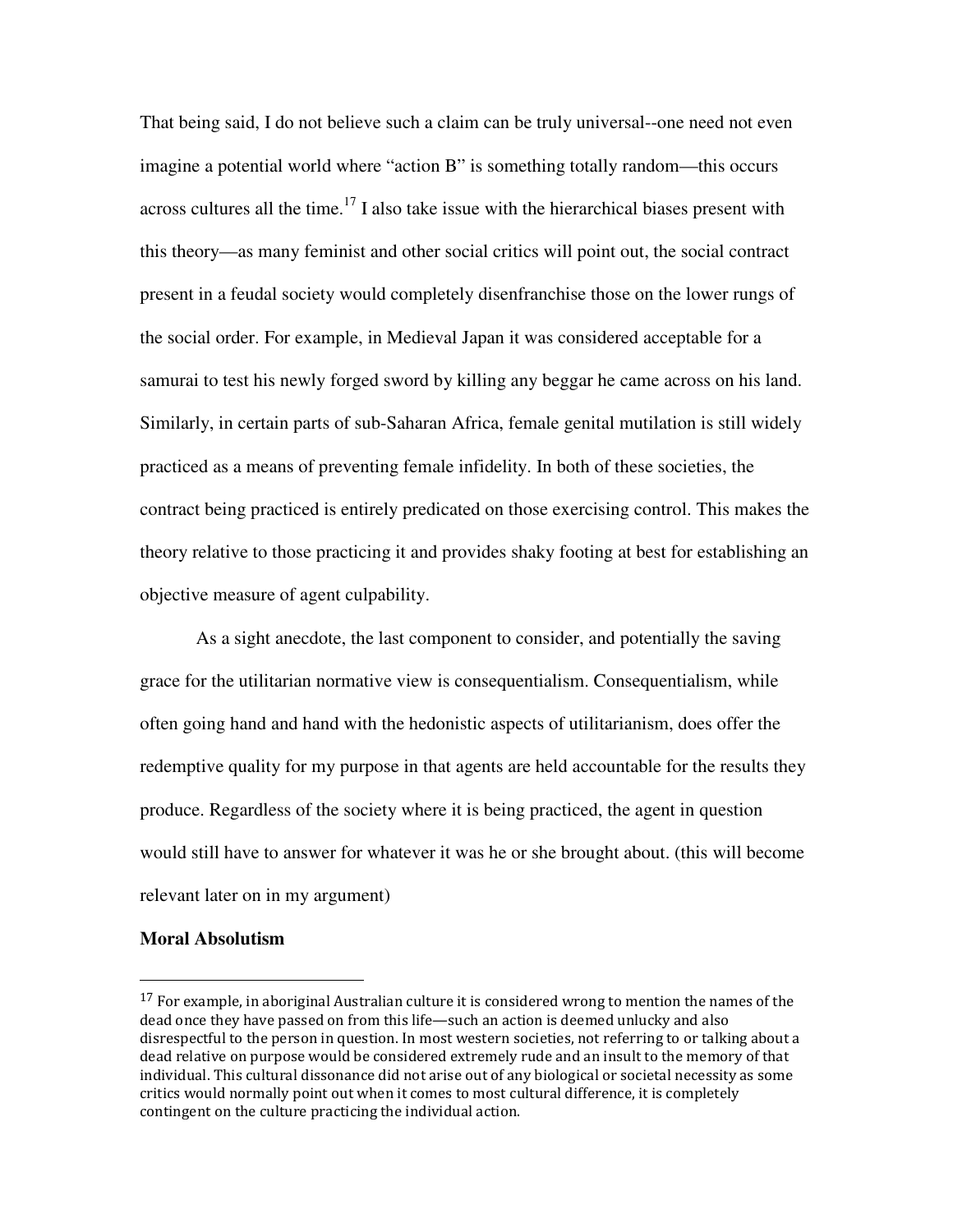That being said, I do not believe such a claim can be truly universal--one need not even imagine a potential world where "action B" is something totally random—this occurs across cultures all the time.[17] I also take issue with the hierarchical biases present with this theory—as many feminist and other social critics will point out, the social contract present in a feudal society would completely disenfranchise those on the lower rungs of the social order. For example, in Medieval Japan it was considered acceptable for a samurai to test his newly forged sword by killing any beggar he came across on his land. Similarly, in certain parts of sub-Saharan Africa, female genital mutilation is still widely practiced as a means of preventing female infidelity. In both of these societies, the contract being practiced is entirely predicated on those exercising control. This makes the theory relative to those practicing it and provides shaky footing at best for establishing an objective measure of agent culpability.

As a sight anecdote, the last component to consider, and potentially the saving grace for the utilitarian normative view is consequentialism. Consequentialism, while often going hand and hand with the hedonistic aspects of utilitarianism, does offer the redemptive quality for my purpose in that agents are held accountable for the results they produce. Regardless of the society where it is being practiced, the agent in question would still have to answer for whatever it was he or she brought about. (this will become relevant later on in my argument)

**Moral Absolutism**

---

[17] For example, in aboriginal Australian culture it is considered wrong to mention the names of the dead once they have passed on from this life—such an action is deemed unlucky and also disrespectful to the person in question. In most western societies, not referring to or talking about a dead relative on purpose would be considered extremely rude and an insult to the memory of that individual. This cultural dissonance did not arise out of any biological or societal necessity as some critics would normally point out when it comes to most cultural difference, it is completely contingent on the culture practicing the individual action.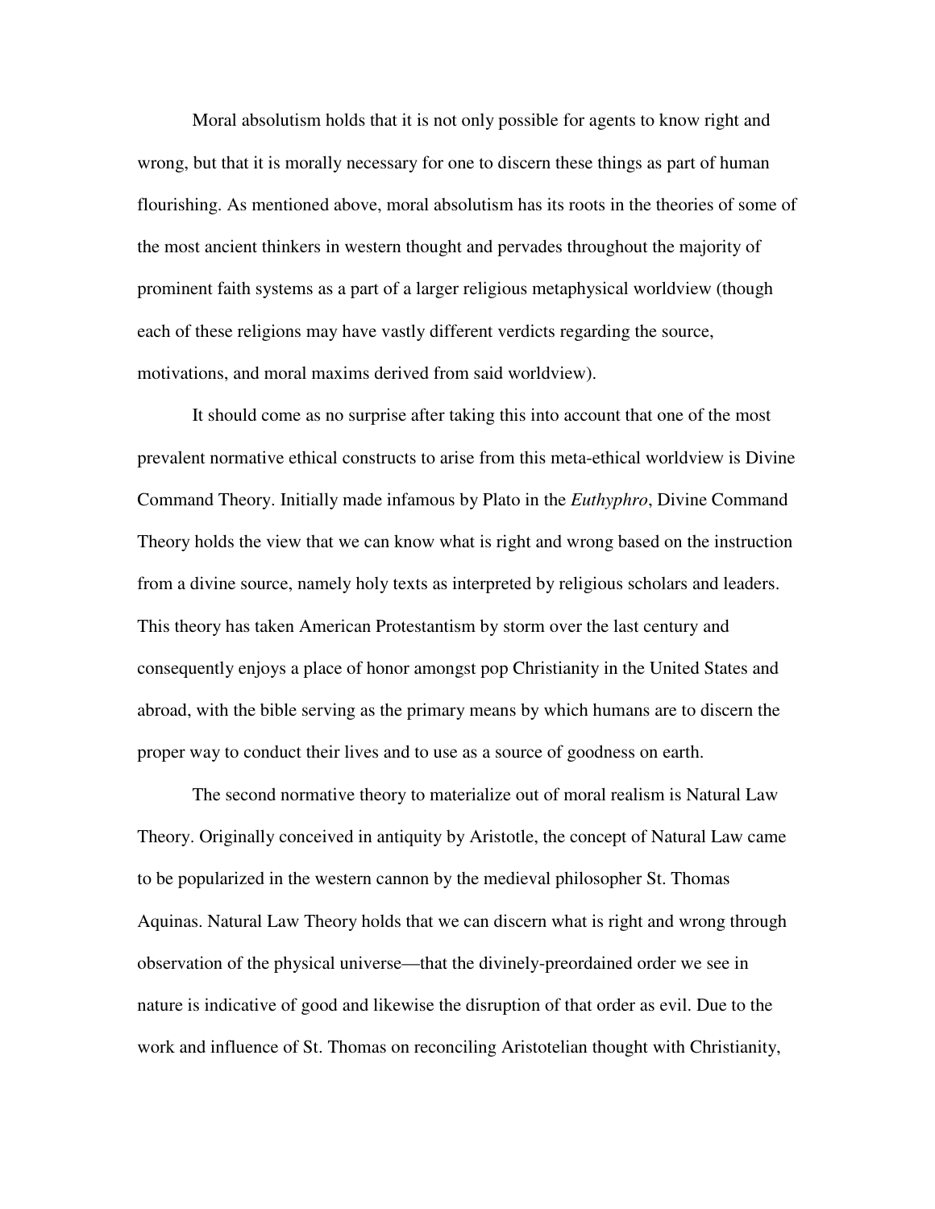Moral absolutism holds that it is not only possible for agents to know right and wrong, but that it is morally necessary for one to discern these things as part of human flourishing. As mentioned above, moral absolutism has its roots in the theories of some of the most ancient thinkers in western thought and pervades throughout the majority of prominent faith systems as a part of a larger religious metaphysical worldview (though each of these religions may have vastly different verdicts regarding the source, motivations, and moral maxims derived from said worldview).

It should come as no surprise after taking this into account that one of the most prevalent normative ethical constructs to arise from this meta-ethical worldview is Divine Command Theory. Initially made infamous by Plato in the *Euthyphro*, Divine Command Theory holds the view that we can know what is right and wrong based on the instruction from a divine source, namely holy texts as interpreted by religious scholars and leaders. This theory has taken American Protestantism by storm over the last century and consequently enjoys a place of honor amongst pop Christianity in the United States and abroad, with the bible serving as the primary means by which humans are to discern the proper way to conduct their lives and to use as a source of goodness on earth.

The second normative theory to materialize out of moral realism is Natural Law Theory. Originally conceived in antiquity by Aristotle, the concept of Natural Law came to be popularized in the western cannon by the medieval philosopher St. Thomas Aquinas. Natural Law Theory holds that we can discern what is right and wrong through observation of the physical universe—that the divinely-preordained order we see in nature is indicative of good and likewise the disruption of that order as evil. Due to the work and influence of St. Thomas on reconciling Aristotelian thought with Christianity,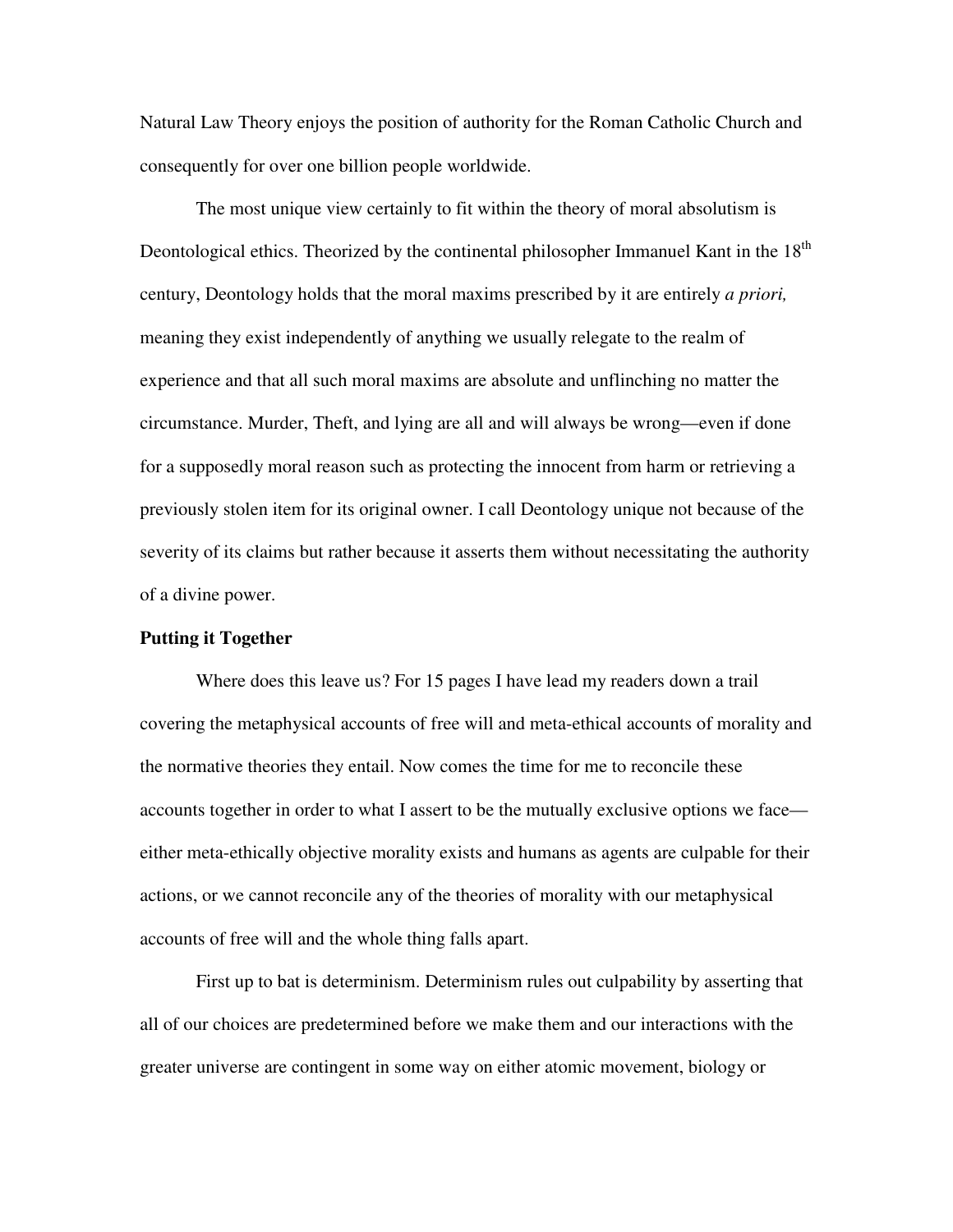Natural Law Theory enjoys the position of authority for the Roman Catholic Church and consequently for over one billion people worldwide.

The most unique view certainly to fit within the theory of moral absolutism is Deontological ethics. Theorized by the continental philosopher Immanuel Kant in the 18th century, Deontology holds that the moral maxims prescribed by it are entirely *a priori,* meaning they exist independently of anything we usually relegate to the realm of experience and that all such moral maxims are absolute and unflinching no matter the circumstance. Murder, Theft, and lying are all and will always be wrong—even if done for a supposedly moral reason such as protecting the innocent from harm or retrieving a previously stolen item for its original owner. I call Deontology unique not because of the severity of its claims but rather because it asserts them without necessitating the authority of a divine power.

**Putting it Together**

Where does this leave us? For 15 pages I have lead my readers down a trail covering the metaphysical accounts of free will and meta-ethical accounts of morality and the normative theories they entail. Now comes the time for me to reconcile these accounts together in order to what I assert to be the mutually exclusive options we face—either meta-ethically objective morality exists and humans as agents are culpable for their actions, or we cannot reconcile any of the theories of morality with our metaphysical accounts of free will and the whole thing falls apart.

First up to bat is determinism. Determinism rules out culpability by asserting that all of our choices are predetermined before we make them and our interactions with the greater universe are contingent in some way on either atomic movement, biology or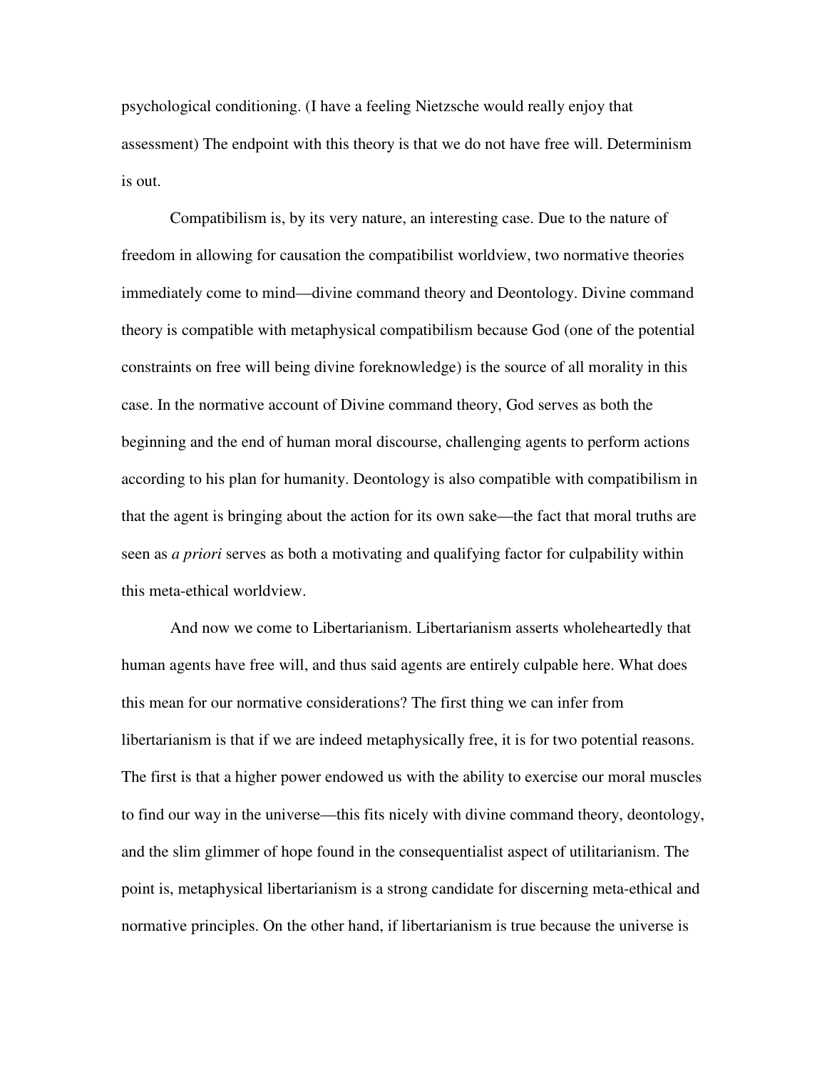psychological conditioning. (I have a feeling Nietzsche would really enjoy that assessment) The endpoint with this theory is that we do not have free will. Determinism is out.

Compatibilism is, by its very nature, an interesting case. Due to the nature of freedom in allowing for causation the compatibilist worldview, two normative theories immediately come to mind—divine command theory and Deontology. Divine command theory is compatible with metaphysical compatibilism because God (one of the potential constraints on free will being divine foreknowledge) is the source of all morality in this case. In the normative account of Divine command theory, God serves as both the beginning and the end of human moral discourse, challenging agents to perform actions according to his plan for humanity. Deontology is also compatible with compatibilism in that the agent is bringing about the action for its own sake—the fact that moral truths are seen as *a priori* serves as both a motivating and qualifying factor for culpability within this meta-ethical worldview.

And now we come to Libertarianism. Libertarianism asserts wholeheartedly that human agents have free will, and thus said agents are entirely culpable here. What does this mean for our normative considerations? The first thing we can infer from libertarianism is that if we are indeed metaphysically free, it is for two potential reasons. The first is that a higher power endowed us with the ability to exercise our moral muscles to find our way in the universe—this fits nicely with divine command theory, deontology, and the slim glimmer of hope found in the consequentialist aspect of utilitarianism. The point is, metaphysical libertarianism is a strong candidate for discerning meta-ethical and normative principles. On the other hand, if libertarianism is true because the universe is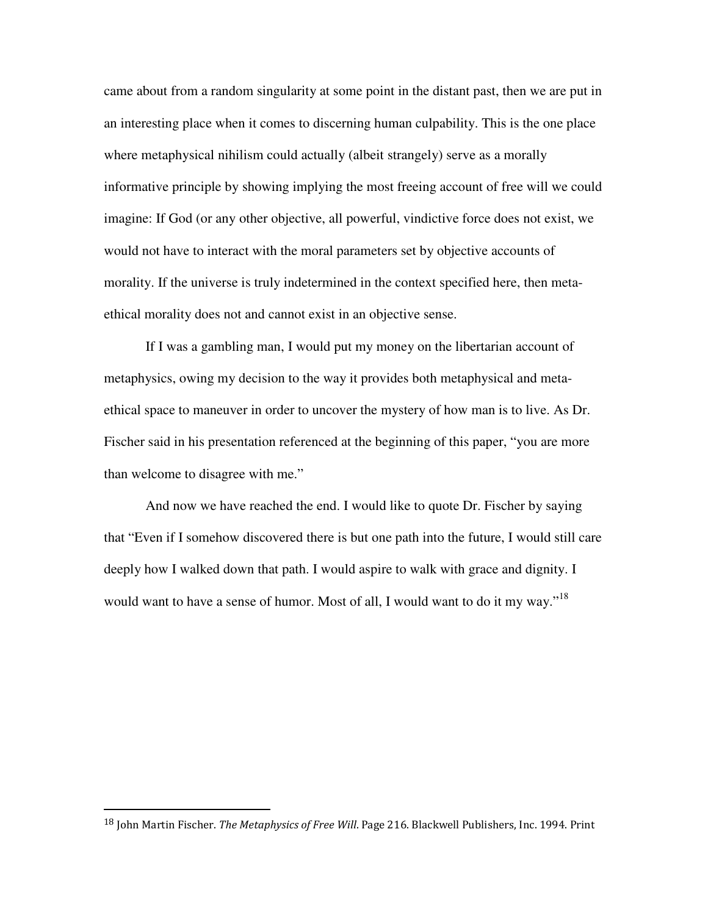came about from a random singularity at some point in the distant past, then we are put in an interesting place when it comes to discerning human culpability. This is the one place where metaphysical nihilism could actually (albeit strangely) serve as a morally informative principle by showing implying the most freeing account of free will we could imagine: If God (or any other objective, all powerful, vindictive force does not exist, we would not have to interact with the moral parameters set by objective accounts of morality. If the universe is truly indetermined in the context specified here, then meta-ethical morality does not and cannot exist in an objective sense.

If I was a gambling man, I would put my money on the libertarian account of metaphysics, owing my decision to the way it provides both metaphysical and meta-ethical space to maneuver in order to uncover the mystery of how man is to live. As Dr. Fischer said in his presentation referenced at the beginning of this paper, "you are more than welcome to disagree with me."

And now we have reached the end. I would like to quote Dr. Fischer by saying that "Even if I somehow discovered there is but one path into the future, I would still care deeply how I walked down that path. I would aspire to walk with grace and dignity. I would want to have a sense of humor. Most of all, I would want to do it my way."[18]

---

[18] John Martin Fischer. *The Metaphysics of Free Will*. Page 216. Blackwell Publishers, Inc. 1994. Print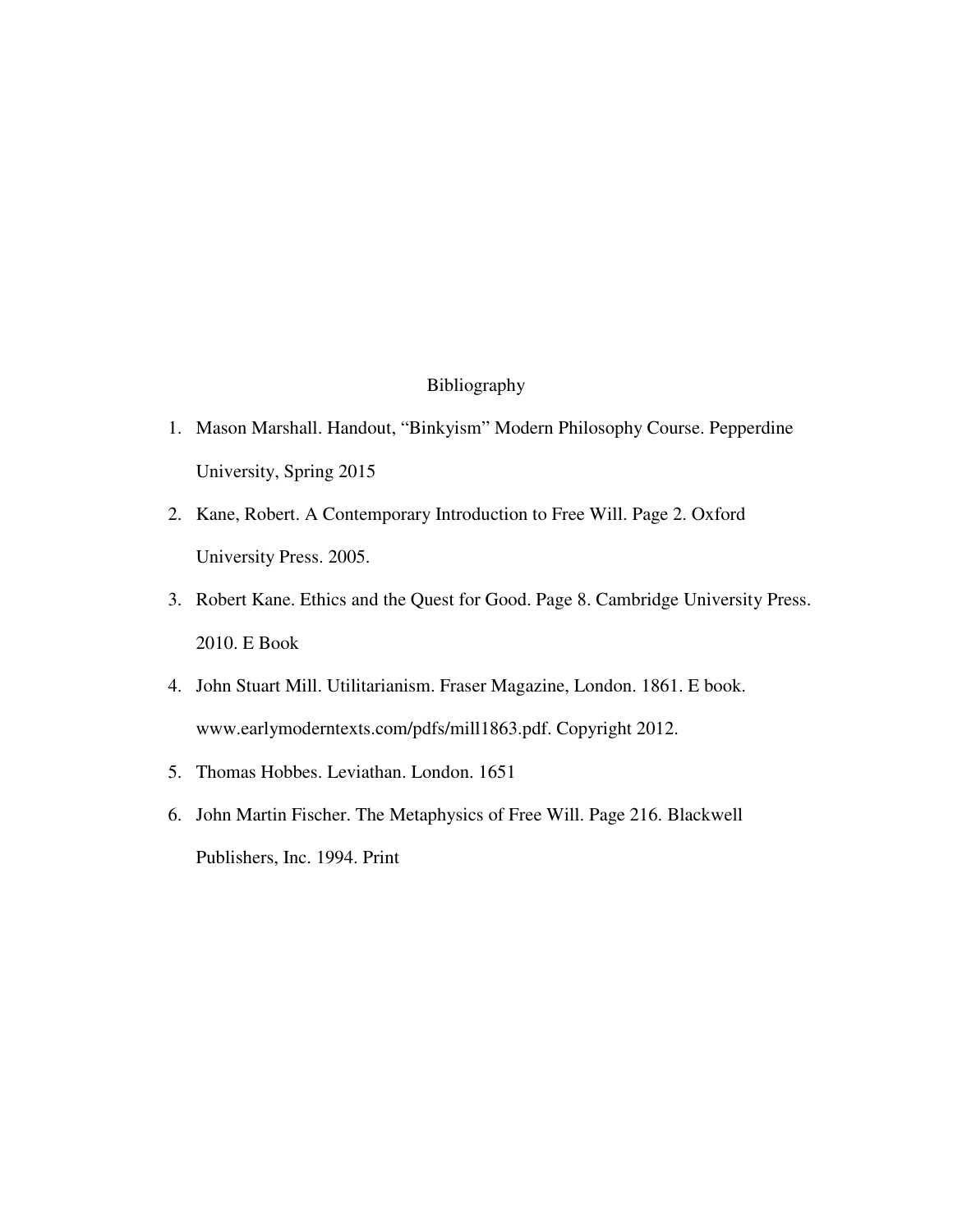# Bibliography

1. Mason Marshall. Handout, "Binkyism" Modern Philosophy Course. Pepperdine University, Spring 2015
2. Kane, Robert. A Contemporary Introduction to Free Will. Page 2. Oxford University Press. 2005.
3. Robert Kane. Ethics and the Quest for Good. Page 8. Cambridge University Press. 2010. E Book
4. John Stuart Mill. Utilitarianism. Fraser Magazine, London. 1861. E book. www.earlymoderntexts.com/pdfs/mill1863.pdf. Copyright 2012.
5. Thomas Hobbes. Leviathan. London. 1651
6. John Martin Fischer. The Metaphysics of Free Will. Page 216. Blackwell Publishers, Inc. 1994. Print